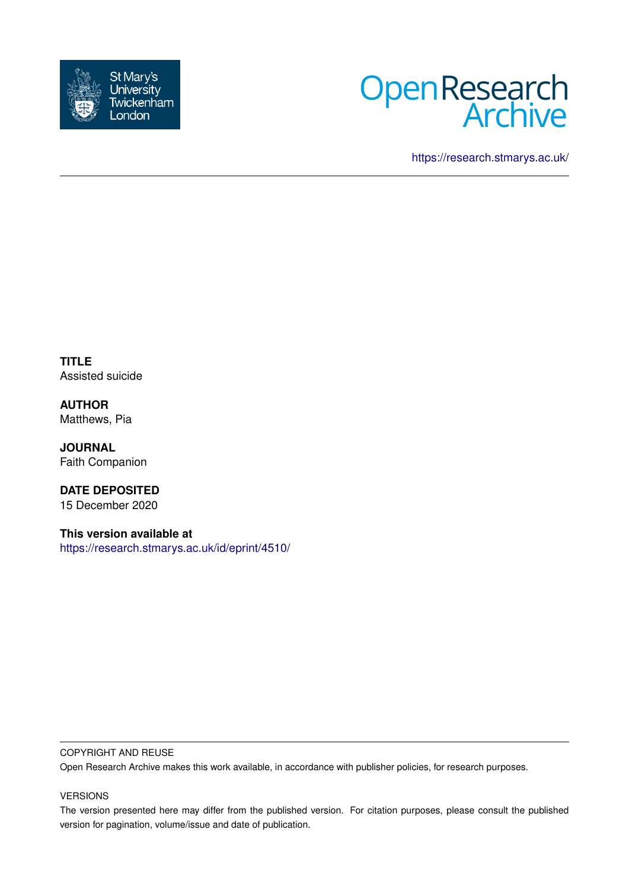St Mary's University Twickenham London

Open Research Archive

https://research.stmarys.ac.uk/

**TITLE**
Assisted suicide

**AUTHOR**
Matthews, Pia

**JOURNAL**
Faith Companion

**DATE DEPOSITED**
15 December 2020

**This version available at**
https://research.stmarys.ac.uk/id/eprint/4510/

COPYRIGHT AND REUSE

Open Research Archive makes this work available, in accordance with publisher policies, for research purposes.

VERSIONS

The version presented here may differ from the published version. For citation purposes, please consult the published version for pagination, volume/issue and date of publication.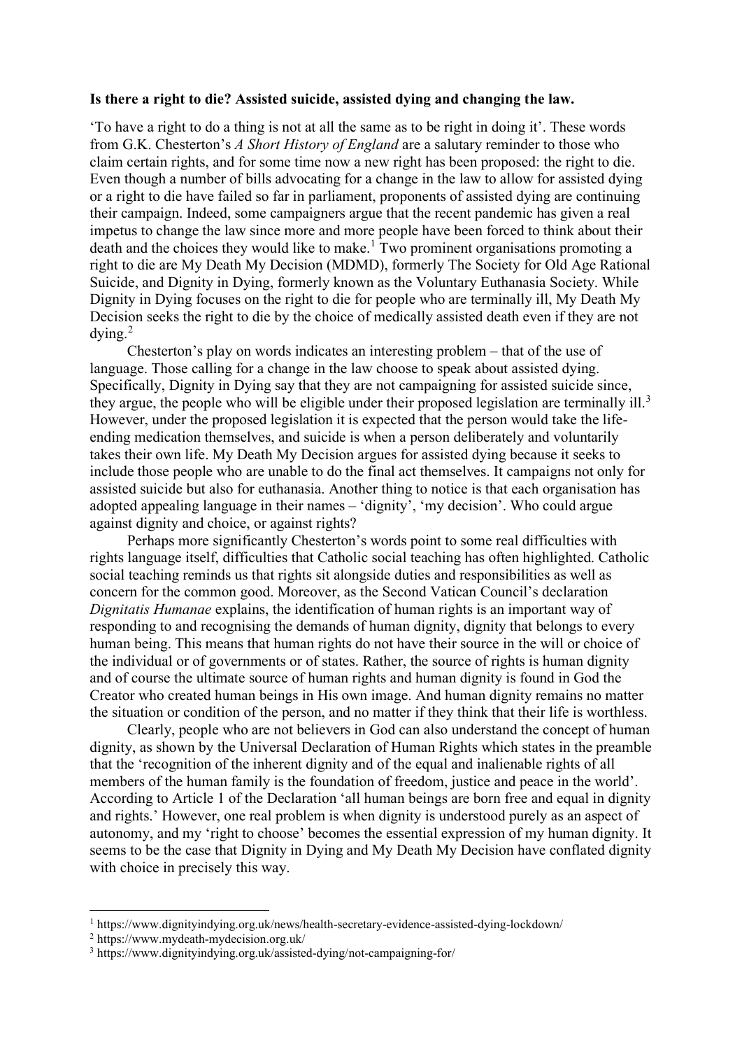**Is there a right to die? Assisted suicide, assisted dying and changing the law.**

'To have a right to do a thing is not at all the same as to be right in doing it'. These words from G.K. Chesterton's *A Short History of England* are a salutary reminder to those who claim certain rights, and for some time now a new right has been proposed: the right to die. Even though a number of bills advocating for a change in the law to allow for assisted dying or a right to die have failed so far in parliament, proponents of assisted dying are continuing their campaign. Indeed, some campaigners argue that the recent pandemic has given a real impetus to change the law since more and more people have been forced to think about their death and the choices they would like to make.[1] Two prominent organisations promoting a right to die are My Death My Decision (MDMD), formerly The Society for Old Age Rational Suicide, and Dignity in Dying, formerly known as the Voluntary Euthanasia Society. While Dignity in Dying focuses on the right to die for people who are terminally ill, My Death My Decision seeks the right to die by the choice of medically assisted death even if they are not dying.[2]

Chesterton's play on words indicates an interesting problem – that of the use of language. Those calling for a change in the law choose to speak about assisted dying. Specifically, Dignity in Dying say that they are not campaigning for assisted suicide since, they argue, the people who will be eligible under their proposed legislation are terminally ill.[3] However, under the proposed legislation it is expected that the person would take the life-ending medication themselves, and suicide is when a person deliberately and voluntarily takes their own life. My Death My Decision argues for assisted dying because it seeks to include those people who are unable to do the final act themselves. It campaigns not only for assisted suicide but also for euthanasia. Another thing to notice is that each organisation has adopted appealing language in their names – 'dignity', 'my decision'. Who could argue against dignity and choice, or against rights?

Perhaps more significantly Chesterton's words point to some real difficulties with rights language itself, difficulties that Catholic social teaching has often highlighted. Catholic social teaching reminds us that rights sit alongside duties and responsibilities as well as concern for the common good. Moreover, as the Second Vatican Council's declaration *Dignitatis Humanae* explains, the identification of human rights is an important way of responding to and recognising the demands of human dignity, dignity that belongs to every human being. This means that human rights do not have their source in the will or choice of the individual or of governments or of states. Rather, the source of rights is human dignity and of course the ultimate source of human rights and human dignity is found in God the Creator who created human beings in His own image. And human dignity remains no matter the situation or condition of the person, and no matter if they think that their life is worthless.

Clearly, people who are not believers in God can also understand the concept of human dignity, as shown by the Universal Declaration of Human Rights which states in the preamble that the 'recognition of the inherent dignity and of the equal and inalienable rights of all members of the human family is the foundation of freedom, justice and peace in the world'. According to Article 1 of the Declaration 'all human beings are born free and equal in dignity and rights.' However, one real problem is when dignity is understood purely as an aspect of autonomy, and my 'right to choose' becomes the essential expression of my human dignity. It seems to be the case that Dignity in Dying and My Death My Decision have conflated dignity with choice in precisely this way.

---

[1] https://www.dignityindying.org.uk/news/health-secretary-evidence-assisted-dying-lockdown/

[2] https://www.mydeath-mydecision.org.uk/

[3] https://www.dignityindying.org.uk/assisted-dying/not-campaigning-for/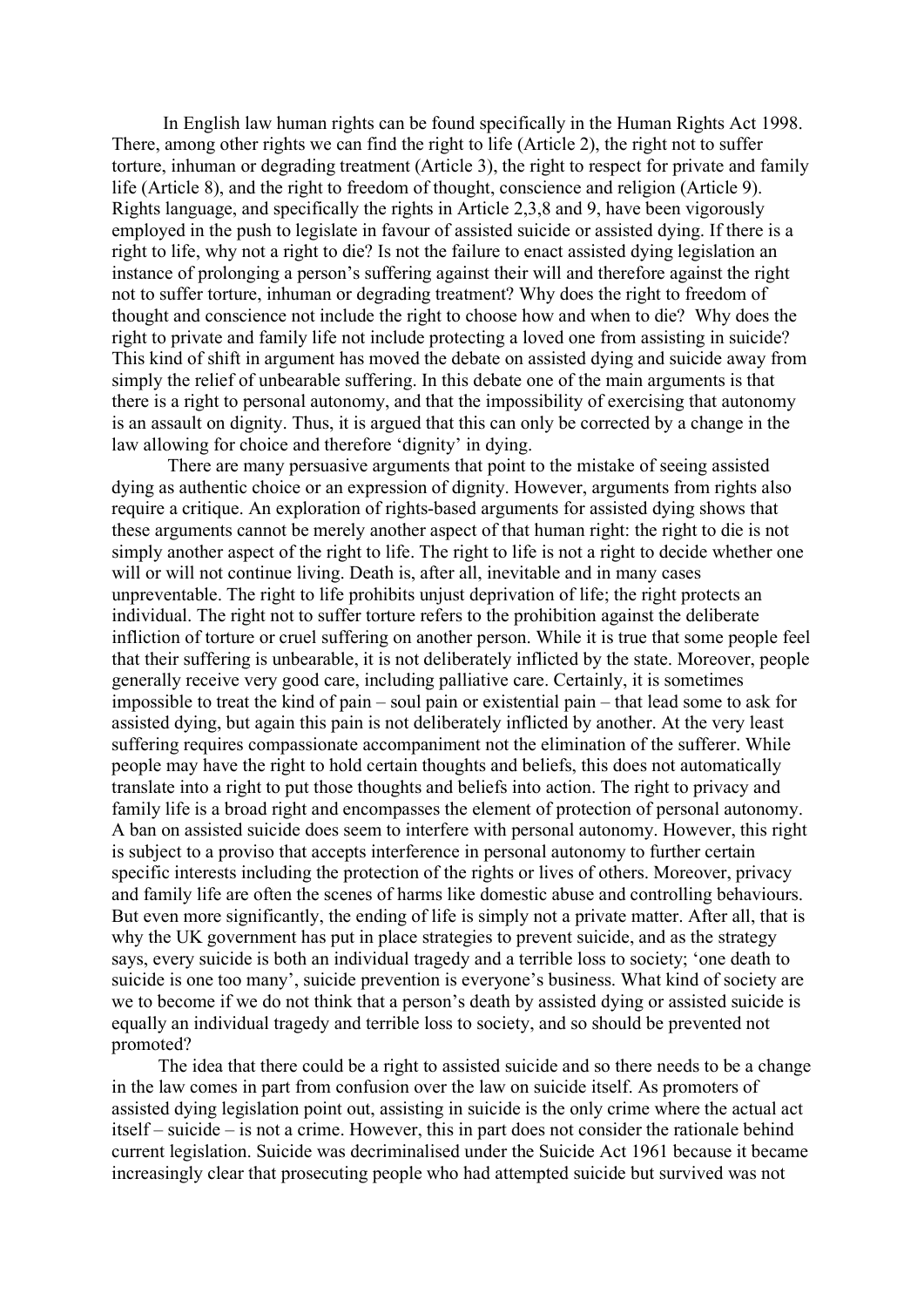In English law human rights can be found specifically in the Human Rights Act 1998. There, among other rights we can find the right to life (Article 2), the right not to suffer torture, inhuman or degrading treatment (Article 3), the right to respect for private and family life (Article 8), and the right to freedom of thought, conscience and religion (Article 9). Rights language, and specifically the rights in Article 2,3,8 and 9, have been vigorously employed in the push to legislate in favour of assisted suicide or assisted dying. If there is a right to life, why not a right to die? Is not the failure to enact assisted dying legislation an instance of prolonging a person's suffering against their will and therefore against the right not to suffer torture, inhuman or degrading treatment? Why does the right to freedom of thought and conscience not include the right to choose how and when to die? Why does the right to private and family life not include protecting a loved one from assisting in suicide? This kind of shift in argument has moved the debate on assisted dying and suicide away from simply the relief of unbearable suffering. In this debate one of the main arguments is that there is a right to personal autonomy, and that the impossibility of exercising that autonomy is an assault on dignity. Thus, it is argued that this can only be corrected by a change in the law allowing for choice and therefore 'dignity' in dying.

There are many persuasive arguments that point to the mistake of seeing assisted dying as authentic choice or an expression of dignity. However, arguments from rights also require a critique. An exploration of rights-based arguments for assisted dying shows that these arguments cannot be merely another aspect of that human right: the right to die is not simply another aspect of the right to life. The right to life is not a right to decide whether one will or will not continue living. Death is, after all, inevitable and in many cases unpreventable. The right to life prohibits unjust deprivation of life; the right protects an individual. The right not to suffer torture refers to the prohibition against the deliberate infliction of torture or cruel suffering on another person. While it is true that some people feel that their suffering is unbearable, it is not deliberately inflicted by the state. Moreover, people generally receive very good care, including palliative care. Certainly, it is sometimes impossible to treat the kind of pain – soul pain or existential pain – that lead some to ask for assisted dying, but again this pain is not deliberately inflicted by another. At the very least suffering requires compassionate accompaniment not the elimination of the sufferer. While people may have the right to hold certain thoughts and beliefs, this does not automatically translate into a right to put those thoughts and beliefs into action. The right to privacy and family life is a broad right and encompasses the element of protection of personal autonomy. A ban on assisted suicide does seem to interfere with personal autonomy. However, this right is subject to a proviso that accepts interference in personal autonomy to further certain specific interests including the protection of the rights or lives of others. Moreover, privacy and family life are often the scenes of harms like domestic abuse and controlling behaviours. But even more significantly, the ending of life is simply not a private matter. After all, that is why the UK government has put in place strategies to prevent suicide, and as the strategy says, every suicide is both an individual tragedy and a terrible loss to society; 'one death to suicide is one too many', suicide prevention is everyone's business. What kind of society are we to become if we do not think that a person's death by assisted dying or assisted suicide is equally an individual tragedy and terrible loss to society, and so should be prevented not promoted?

The idea that there could be a right to assisted suicide and so there needs to be a change in the law comes in part from confusion over the law on suicide itself. As promoters of assisted dying legislation point out, assisting in suicide is the only crime where the actual act itself – suicide – is not a crime. However, this in part does not consider the rationale behind current legislation. Suicide was decriminalised under the Suicide Act 1961 because it became increasingly clear that prosecuting people who had attempted suicide but survived was not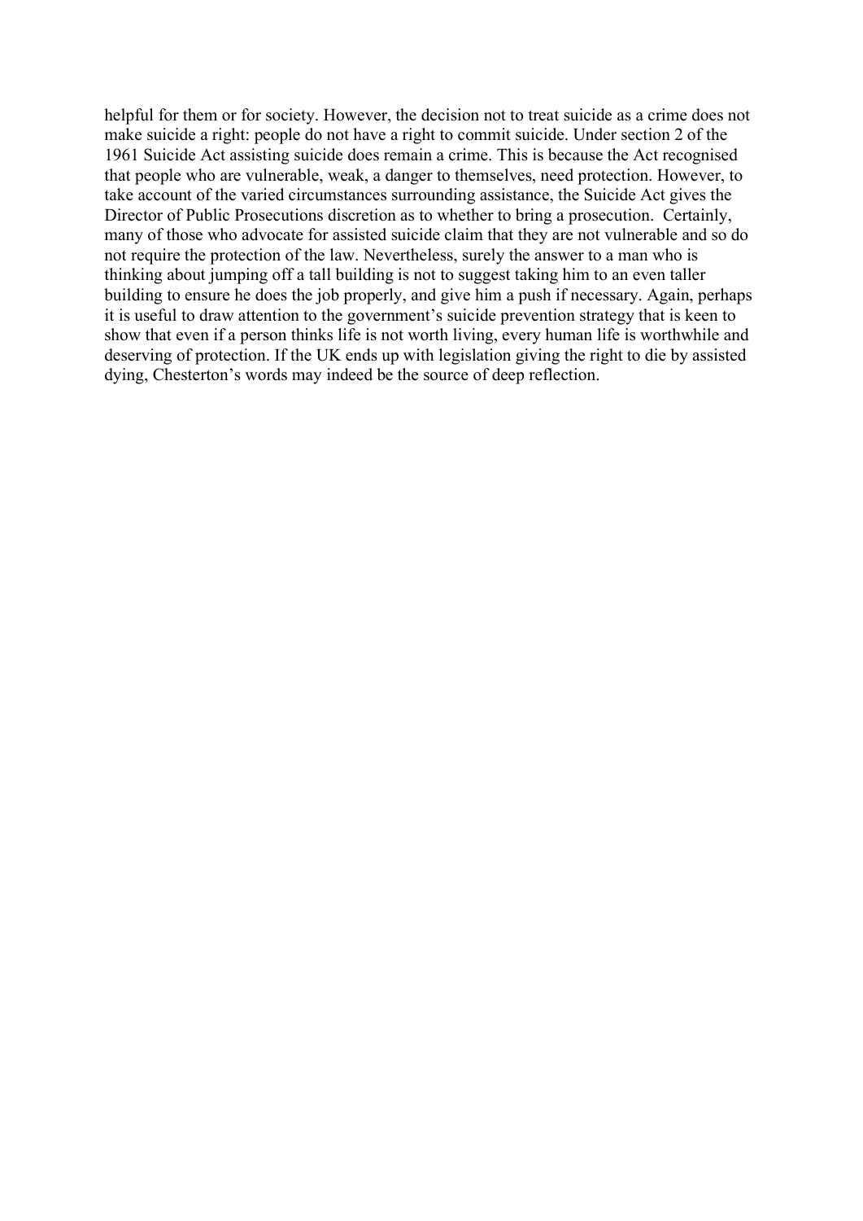helpful for them or for society. However, the decision not to treat suicide as a crime does not make suicide a right: people do not have a right to commit suicide. Under section 2 of the 1961 Suicide Act assisting suicide does remain a crime. This is because the Act recognised that people who are vulnerable, weak, a danger to themselves, need protection. However, to take account of the varied circumstances surrounding assistance, the Suicide Act gives the Director of Public Prosecutions discretion as to whether to bring a prosecution. Certainly, many of those who advocate for assisted suicide claim that they are not vulnerable and so do not require the protection of the law. Nevertheless, surely the answer to a man who is thinking about jumping off a tall building is not to suggest taking him to an even taller building to ensure he does the job properly, and give him a push if necessary. Again, perhaps it is useful to draw attention to the government's suicide prevention strategy that is keen to show that even if a person thinks life is not worth living, every human life is worthwhile and deserving of protection. If the UK ends up with legislation giving the right to die by assisted dying, Chesterton's words may indeed be the source of deep reflection.